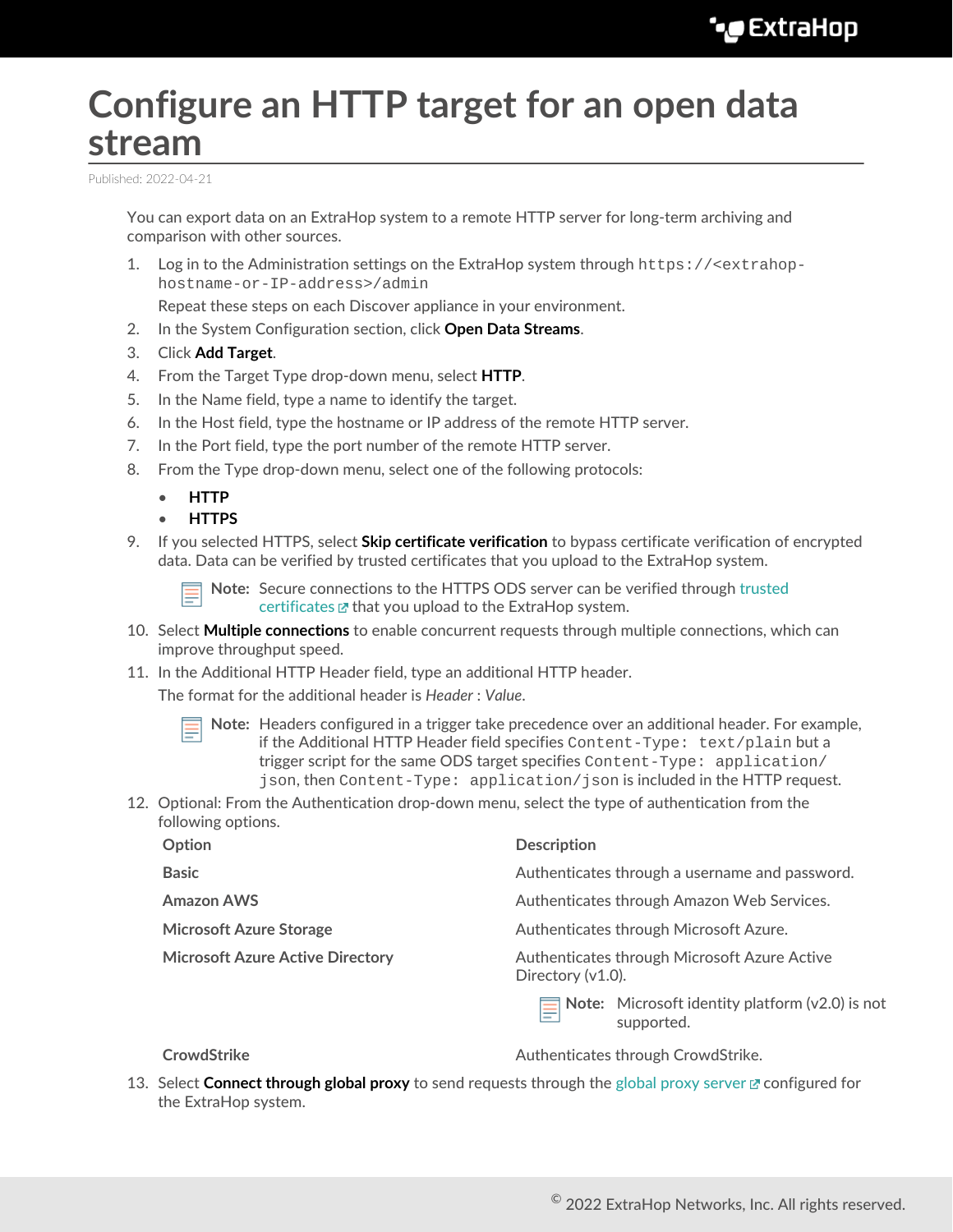# Configure an HTTP target for an open data stream

Published: 2022-04-21

You can export data on an ExtraHop system to a remote HTTP server for long-term archiving and comparison with other sources.

1. Log in to the Administration settings on the ExtraHop system through `https://<extrahop-hostname-or-IP-address>/admin`

   Repeat these steps on each Discover appliance in your environment.
2. In the System Configuration section, click **Open Data Streams**.
3. Click **Add Target**.
4. From the Target Type drop-down menu, select **HTTP**.
5. In the Name field, type a name to identify the target.
6. In the Host field, type the hostname or IP address of the remote HTTP server.
7. In the Port field, type the port number of the remote HTTP server.
8. From the Type drop-down menu, select one of the following protocols:
   - **HTTP**
   - **HTTPS**
9. If you selected HTTPS, select **Skip certificate verification** to bypass certificate verification of encrypted data. Data can be verified by trusted certificates that you upload to the ExtraHop system.

   **Note:** Secure connections to the HTTPS ODS server can be verified through trusted certificates that you upload to the ExtraHop system.
10. Select **Multiple connections** to enable concurrent requests through multiple connections, which can improve throughput speed.
11. In the Additional HTTP Header field, type an additional HTTP header.

    The format for the additional header is *Header* : *Value*.

    **Note:** Headers configured in a trigger take precedence over an additional header. For example, if the Additional HTTP Header field specifies `Content-Type: text/plain` but a trigger script for the same ODS target specifies `Content-Type: application/json`, then `Content-Type: application/json` is included in the HTTP request.
12. Optional: From the Authentication drop-down menu, select the type of authentication from the following options.

| Option | Description |
| --- | --- |
| **Basic** | Authenticates through a username and password. |
| **Amazon AWS** | Authenticates through Amazon Web Services. |
| **Microsoft Azure Storage** | Authenticates through Microsoft Azure. |
| **Microsoft Azure Active Directory** | Authenticates through Microsoft Azure Active Directory (v1.0). **Note:** Microsoft identity platform (v2.0) is not supported. |
| **CrowdStrike** | Authenticates through CrowdStrike. |

13. Select **Connect through global proxy** to send requests through the global proxy server configured for the ExtraHop system.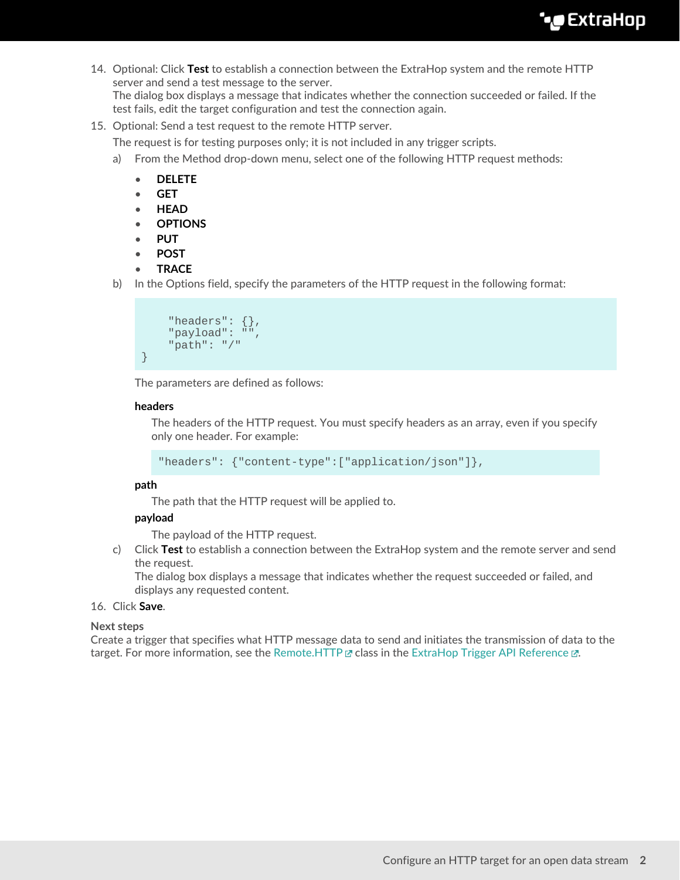14. Optional: Click **Test** to establish a connection between the ExtraHop system and the remote HTTP server and send a test message to the server.
    The dialog box displays a message that indicates whether the connection succeeded or failed. If the test fails, edit the target configuration and test the connection again.
15. Optional: Send a test request to the remote HTTP server.

    The request is for testing purposes only; it is not included in any trigger scripts.

    a) From the Method drop-down menu, select one of the following HTTP request methods:

    - **DELETE**
    - **GET**
    - **HEAD**
    - **OPTIONS**
    - **PUT**
    - **POST**
    - **TRACE**

    b) In the Options field, specify the parameters of the HTTP request in the following format:

    ```
        "headers": {},
        "payload": "",
        "path": "/"
    }
    ```

    The parameters are defined as follows:

    **headers**

    The headers of the HTTP request. You must specify headers as an array, even if you specify only one header. For example:

    ```
    "headers": {"content-type":["application/json"]},
    ```

    **path**

    The path that the HTTP request will be applied to.

    **payload**

    The payload of the HTTP request.

    c) Click **Test** to establish a connection between the ExtraHop system and the remote server and send the request.
    The dialog box displays a message that indicates whether the request succeeded or failed, and displays any requested content.
16. Click **Save**.

**Next steps**

Create a trigger that specifies what HTTP message data to send and initiates the transmission of data to the target. For more information, see the Remote.HTTP class in the ExtraHop Trigger API Reference.